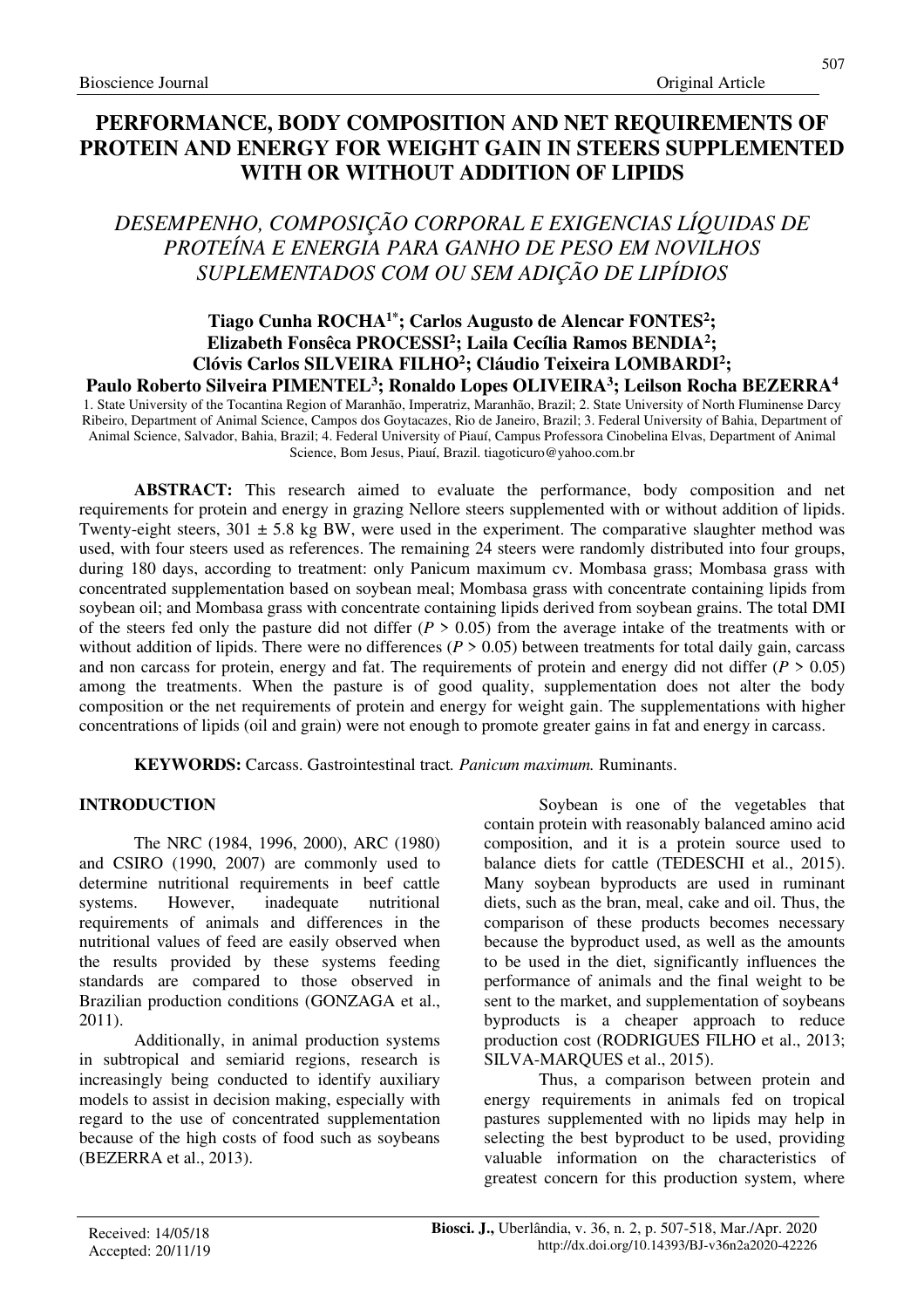Bioscience Journal Original Article

# PERFORMANCE, BODY COMPOSITION AND NET REQUIREMENTS OF PROTEIN AND ENERGY FOR WEIGHT GAIN IN STEERS SUPPLEMENTED WITH OR WITHOUT ADDITION OF LIPIDS

## *DESEMPENHO, COMPOSIÇÃO CORPORAL E EXIGENCIAS LÍQUIDAS DE PROTEÍNA E ENERGIA PARA GANHO DE PESO EM NOVILHOS SUPLEMENTADOS COM OU SEM ADIÇÃO DE LIPÍDIOS*

**Tiago Cunha ROCHA[1*]; Carlos Augusto de Alencar FONTES[2]; Elizabeth Fonsêca PROCESSI[2]; Laila Cecília Ramos BENDIA[2]; Clóvis Carlos SILVEIRA FILHO[2]; Cláudio Teixeira LOMBARDI[2]; Paulo Roberto Silveira PIMENTEL[3]; Ronaldo Lopes OLIVEIRA[3]; Leilson Rocha BEZERRA[4]**

1. State University of the Tocantina Region of Maranhão, Imperatriz, Maranhão, Brazil; 2. State University of North Fluminense Darcy Ribeiro, Department of Animal Science, Campos dos Goytacazes, Rio de Janeiro, Brazil; 3. Federal University of Bahia, Department of Animal Science, Salvador, Bahia, Brazil; 4. Federal University of Piauí, Campus Professora Cinobelina Elvas, Department of Animal Science, Bom Jesus, Piauí, Brazil. tiagoticuro@yahoo.com.br

**ABSTRACT:** This research aimed to evaluate the performance, body composition and net requirements for protein and energy in grazing Nellore steers supplemented with or without addition of lipids. Twenty-eight steers, 301 ± 5.8 kg BW, were used in the experiment. The comparative slaughter method was used, with four steers used as references. The remaining 24 steers were randomly distributed into four groups, during 180 days, according to treatment: only Panicum maximum cv. Mombasa grass; Mombasa grass with concentrated supplementation based on soybean meal; Mombasa grass with concentrate containing lipids from soybean oil; and Mombasa grass with concentrate containing lipids derived from soybean grains. The total DMI of the steers fed only the pasture did not differ ($P > 0.05$) from the average intake of the treatments with or without addition of lipids. There were no differences ($P > 0.05$) between treatments for total daily gain, carcass and non carcass for protein, energy and fat. The requirements of protein and energy did not differ ($P > 0.05$) among the treatments. When the pasture is of good quality, supplementation does not alter the body composition or the net requirements of protein and energy for weight gain. The supplementations with higher concentrations of lipids (oil and grain) were not enough to promote greater gains in fat and energy in carcass.

**KEYWORDS:** Carcass. Gastrointestinal tract. *Panicum maximum.* Ruminants.

## INTRODUCTION

The NRC (1984, 1996, 2000), ARC (1980) and CSIRO (1990, 2007) are commonly used to determine nutritional requirements in beef cattle systems. However, inadequate nutritional requirements of animals and differences in the nutritional values of feed are easily observed when the results provided by these systems feeding standards are compared to those observed in Brazilian production conditions (GONZAGA et al., 2011).

Additionally, in animal production systems in subtropical and semiarid regions, research is increasingly being conducted to identify auxiliary models to assist in decision making, especially with regard to the use of concentrated supplementation because of the high costs of food such as soybeans (BEZERRA et al., 2013).

Soybean is one of the vegetables that contain protein with reasonably balanced amino acid composition, and it is a protein source used to balance diets for cattle (TEDESCHI et al., 2015). Many soybean byproducts are used in ruminant diets, such as the bran, meal, cake and oil. Thus, the comparison of these products becomes necessary because the byproduct used, as well as the amounts to be used in the diet, significantly influences the performance of animals and the final weight to be sent to the market, and supplementation of soybeans byproducts is a cheaper approach to reduce production cost (RODRIGUES FILHO et al., 2013; SILVA-MARQUES et al., 2015).

Thus, a comparison between protein and energy requirements in animals fed on tropical pastures supplemented with no lipids may help in selecting the best byproduct to be used, providing valuable information on the characteristics of greatest concern for this production system, where

Received: 14/05/18
Accepted: 20/11/19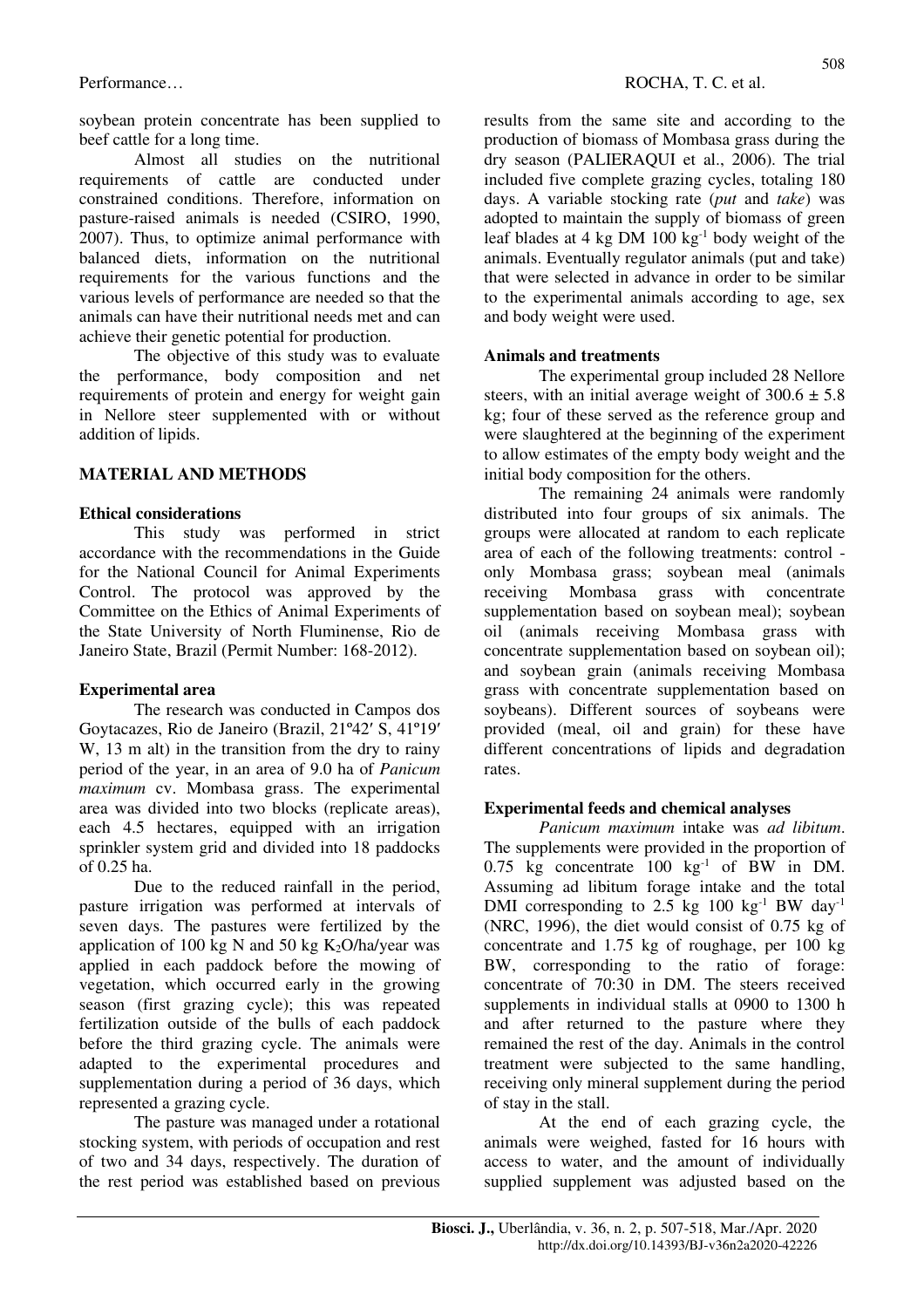soybean protein concentrate has been supplied to beef cattle for a long time.

Almost all studies on the nutritional requirements of cattle are conducted under constrained conditions. Therefore, information on pasture-raised animals is needed (CSIRO, 1990, 2007). Thus, to optimize animal performance with balanced diets, information on the nutritional requirements for the various functions and the various levels of performance are needed so that the animals can have their nutritional needs met and can achieve their genetic potential for production.

The objective of this study was to evaluate the performance, body composition and net requirements of protein and energy for weight gain in Nellore steer supplemented with or without addition of lipids.

## MATERIAL AND METHODS

### Ethical considerations

This study was performed in strict accordance with the recommendations in the Guide for the National Council for Animal Experiments Control. The protocol was approved by the Committee on the Ethics of Animal Experiments of the State University of North Fluminense, Rio de Janeiro State, Brazil (Permit Number: 168-2012).

### Experimental area

The research was conducted in Campos dos Goytacazes, Rio de Janeiro (Brazil, 21º42′ S, 41º19′ W, 13 m alt) in the transition from the dry to rainy period of the year, in an area of 9.0 ha of *Panicum maximum* cv. Mombasa grass. The experimental area was divided into two blocks (replicate areas), each 4.5 hectares, equipped with an irrigation sprinkler system grid and divided into 18 paddocks of 0.25 ha.

Due to the reduced rainfall in the period, pasture irrigation was performed at intervals of seven days. The pastures were fertilized by the application of 100 kg N and 50 kg $K_2O$/ha/year was applied in each paddock before the mowing of vegetation, which occurred early in the growing season (first grazing cycle); this was repeated fertilization outside of the bulls of each paddock before the third grazing cycle. The animals were adapted to the experimental procedures and supplementation during a period of 36 days, which represented a grazing cycle.

The pasture was managed under a rotational stocking system, with periods of occupation and rest of two and 34 days, respectively. The duration of the rest period was established based on previous results from the same site and according to the production of biomass of Mombasa grass during the dry season (PALIERAQUI et al., 2006). The trial included five complete grazing cycles, totaling 180 days. A variable stocking rate (*put* and *take*) was adopted to maintain the supply of biomass of green leaf blades at 4 kg DM 100 $kg^{-1}$ body weight of the animals. Eventually regulator animals (put and take) that were selected in advance in order to be similar to the experimental animals according to age, sex and body weight were used.

### Animals and treatments

The experimental group included 28 Nellore steers, with an initial average weight of $300.6 \pm 5.8$ kg; four of these served as the reference group and were slaughtered at the beginning of the experiment to allow estimates of the empty body weight and the initial body composition for the others.

The remaining 24 animals were randomly distributed into four groups of six animals. The groups were allocated at random to each replicate area of each of the following treatments: control - only Mombasa grass; soybean meal (animals receiving Mombasa grass with concentrate supplementation based on soybean meal); soybean oil (animals receiving Mombasa grass with concentrate supplementation based on soybean oil); and soybean grain (animals receiving Mombasa grass with concentrate supplementation based on soybeans). Different sources of soybeans were provided (meal, oil and grain) for these have different concentrations of lipids and degradation rates.

### Experimental feeds and chemical analyses

*Panicum maximum* intake was *ad libitum*. The supplements were provided in the proportion of 0.75 kg concentrate 100 $kg^{-1}$ of BW in DM. Assuming ad libitum forage intake and the total DMI corresponding to 2.5 kg 100 $kg^{-1}$ BW $day^{-1}$ (NRC, 1996), the diet would consist of 0.75 kg of concentrate and 1.75 kg of roughage, per 100 kg BW, corresponding to the ratio of forage: concentrate of 70:30 in DM. The steers received supplements in individual stalls at 0900 to 1300 h and after returned to the pasture where they remained the rest of the day. Animals in the control treatment were subjected to the same handling, receiving only mineral supplement during the period of stay in the stall.

At the end of each grazing cycle, the animals were weighed, fasted for 16 hours with access to water, and the amount of individually supplied supplement was adjusted based on the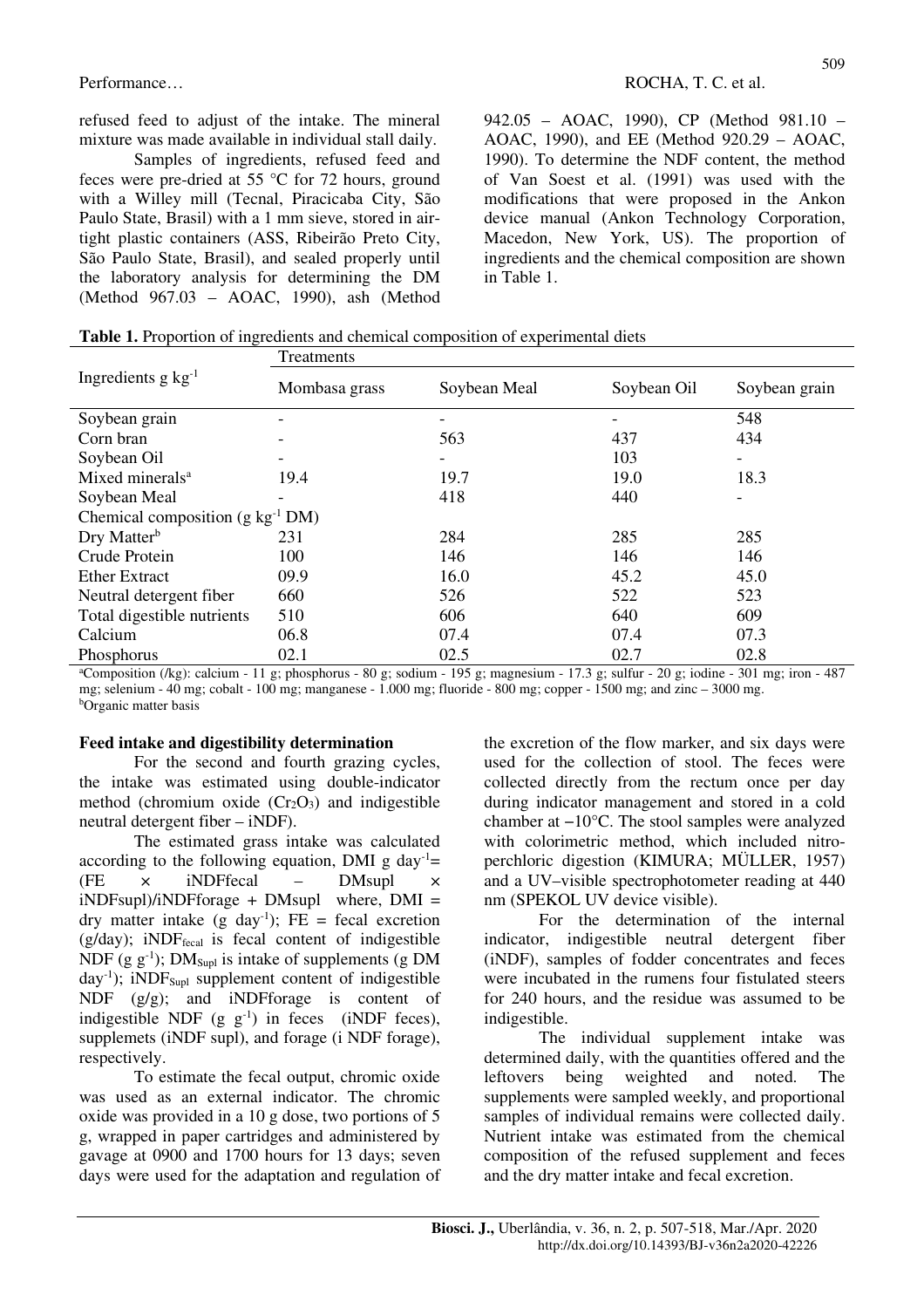refused feed to adjust of the intake. The mineral mixture was made available in individual stall daily.

Samples of ingredients, refused feed and feces were pre-dried at 55 °C for 72 hours, ground with a Willey mill (Tecnal, Piracicaba City, São Paulo State, Brasil) with a 1 mm sieve, stored in air-tight plastic containers (ASS, Ribeirão Preto City, São Paulo State, Brasil), and sealed properly until the laboratory analysis for determining the DM (Method 967.03 – AOAC, 1990), ash (Method 942.05 – AOAC, 1990), CP (Method 981.10 – AOAC, 1990), and EE (Method 920.29 – AOAC, 1990). To determine the NDF content, the method of Van Soest et al. (1991) was used with the modifications that were proposed in the Ankon device manual (Ankon Technology Corporation, Macedon, New York, US). The proportion of ingredients and the chemical composition are shown in Table 1.

**Table 1.** Proportion of ingredients and chemical composition of experimental diets

| Ingredients g $kg^{-1}$ | Treatments | | | |
|---|---|---|---|---|
| | Mombasa grass | Soybean Meal | Soybean Oil | Soybean grain |
| Soybean grain | - | - | - | 548 |
| Corn bran | - | 563 | 437 | 434 |
| Soybean Oil | - | - | 103 | - |
| Mixed minerals[a] | 19.4 | 19.7 | 19.0 | 18.3 |
| Soybean Meal | - | 418 | 440 | - |
| Chemical composition (g $kg^{-1}$ DM) | | | | |
| Dry Matter[b] | 231 | 284 | 285 | 285 |
| Crude Protein | 100 | 146 | 146 | 146 |
| Ether Extract | 09.9 | 16.0 | 45.2 | 45.0 |
| Neutral detergent fiber | 660 | 526 | 522 | 523 |
| Total digestible nutrients | 510 | 606 | 640 | 609 |
| Calcium | 06.8 | 07.4 | 07.4 | 07.3 |
| Phosphorus | 02.1 | 02.5 | 02.7 | 02.8 |

[a]Composition (/kg): calcium - 11 g; phosphorus - 80 g; sodium - 195 g; magnesium - 17.3 g; sulfur - 20 g; iodine - 301 mg; iron - 487 mg; selenium - 40 mg; cobalt - 100 mg; manganese - 1.000 mg; fluoride - 800 mg; copper - 1500 mg; and zinc – 3000 mg.
[b]Organic matter basis

### Feed intake and digestibility determination

For the second and fourth grazing cycles, the intake was estimated using double-indicator method (chromium oxide ($Cr_2O_3$) and indigestible neutral detergent fiber – iNDF).

The estimated grass intake was calculated according to the following equation, DMI g $day^{-1}$= (FE × iNDFfecal – DMsupl × iNDFsupl)/iNDFforage + DMsupl where, DMI = dry matter intake (g $day^{-1}$); FE = fecal excretion (g/day); $iNDF_{fecal}$ is fecal content of indigestible NDF (g $g^{-1}$); $DM_{Supl}$ is intake of supplements (g DM $day^{-1}$); $iNDF_{Supl}$ supplement content of indigestible NDF (g/g); and iNDFforage is content of indigestible NDF (g $g^{-1}$) in feces (iNDF feces), supplemets (iNDF supl), and forage (i NDF forage), respectively.

To estimate the fecal output, chromic oxide was used as an external indicator. The chromic oxide was provided in a 10 g dose, two portions of 5 g, wrapped in paper cartridges and administered by gavage at 0900 and 1700 hours for 13 days; seven days were used for the adaptation and regulation of the excretion of the flow marker, and six days were used for the collection of stool. The feces were collected directly from the rectum once per day during indicator management and stored in a cold chamber at −10°C. The stool samples were analyzed with colorimetric method, which included nitro-perchloric digestion (KIMURA; MÜLLER, 1957) and a UV–visible spectrophotometer reading at 440 nm (SPEKOL UV device visible).

For the determination of the internal indicator, indigestible neutral detergent fiber (iNDF), samples of fodder concentrates and feces were incubated in the rumens four fistulated steers for 240 hours, and the residue was assumed to be indigestible.

The individual supplement intake was determined daily, with the quantities offered and the leftovers being weighted and noted. The supplements were sampled weekly, and proportional samples of individual remains were collected daily. Nutrient intake was estimated from the chemical composition of the refused supplement and feces and the dry matter intake and fecal excretion.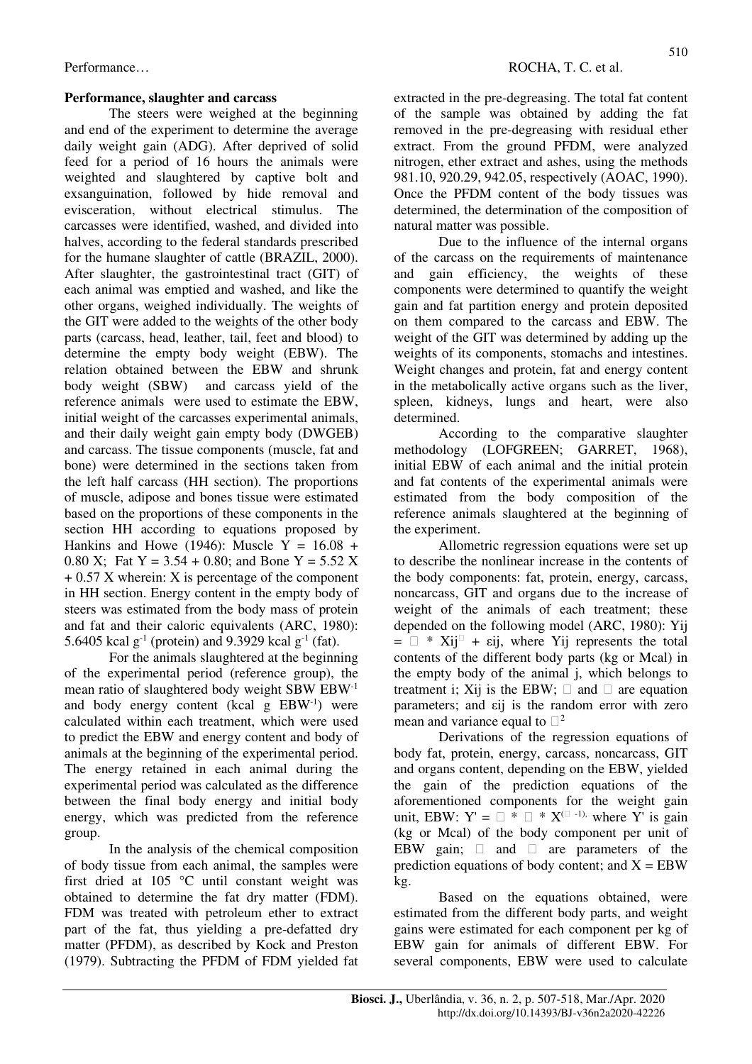### Performance, slaughter and carcass

The steers were weighed at the beginning and end of the experiment to determine the average daily weight gain (ADG). After deprived of solid feed for a period of 16 hours the animals were weighted and slaughtered by captive bolt and exsanguination, followed by hide removal and evisceration, without electrical stimulus. The carcasses were identified, washed, and divided into halves, according to the federal standards prescribed for the humane slaughter of cattle (BRAZIL, 2000). After slaughter, the gastrointestinal tract (GIT) of each animal was emptied and washed, and like the other organs, weighed individually. The weights of the GIT were added to the weights of the other body parts (carcass, head, leather, tail, feet and blood) to determine the empty body weight (EBW). The relation obtained between the EBW and shrunk body weight (SBW) and carcass yield of the reference animals were used to estimate the EBW, initial weight of the carcasses experimental animals, and their daily weight gain empty body (DWGEB) and carcass. The tissue components (muscle, fat and bone) were determined in the sections taken from the left half carcass (HH section). The proportions of muscle, adipose and bones tissue were estimated based on the proportions of these components in the section HH according to equations proposed by Hankins and Howe (1946): Muscle $Y = 16.08 + 0.80 X$; Fat $Y = 3.54 + 0.80$; and Bone $Y = 5.52 X + 0.57 X$ wherein: X is percentage of the component in HH section. Energy content in the empty body of steers was estimated from the body mass of protein and fat and their caloric equivalents (ARC, 1980): 5.6405 kcal $g^{-1}$ (protein) and 9.3929 kcal $g^{-1}$ (fat).

For the animals slaughtered at the beginning of the experimental period (reference group), the mean ratio of slaughtered body weight SBW $EBW^{-1}$ and body energy content (kcal g $EBW^{-1}$) were calculated within each treatment, which were used to predict the EBW and energy content and body of animals at the beginning of the experimental period. The energy retained in each animal during the experimental period was calculated as the difference between the final body energy and initial body energy, which was predicted from the reference group.

In the analysis of the chemical composition of body tissue from each animal, the samples were first dried at 105 °C until constant weight was obtained to determine the fat dry matter (FDM). FDM was treated with petroleum ether to extract part of the fat, thus yielding a pre-defatted dry matter (PFDM), as described by Kock and Preston (1979). Subtracting the PFDM of FDM yielded fat extracted in the pre-degreasing. The total fat content of the sample was obtained by adding the fat removed in the pre-degreasing with residual ether extract. From the ground PFDM, were analyzed nitrogen, ether extract and ashes, using the methods 981.10, 920.29, 942.05, respectively (AOAC, 1990). Once the PFDM content of the body tissues was determined, the determination of the composition of natural matter was possible.

Due to the influence of the internal organs of the carcass on the requirements of maintenance and gain efficiency, the weights of these components were determined to quantify the weight gain and fat partition energy and protein deposited on them compared to the carcass and EBW. The weight of the GIT was determined by adding up the weights of its components, stomachs and intestines. Weight changes and protein, fat and energy content in the metabolically active organs such as the liver, spleen, kidneys, lungs and heart, were also determined.

According to the comparative slaughter methodology (LOFGREEN; GARRET, 1968), initial EBW of each animal and the initial protein and fat contents of the experimental animals were estimated from the body composition of the reference animals slaughtered at the beginning of the experiment.

Allometric regression equations were set up to describe the nonlinear increase in the contents of the body components: fat, protein, energy, carcass, noncarcass, GIT and organs due to the increase of weight of the animals of each treatment; these depended on the following model (ARC, 1980): $Y_{ij} = \alpha * X_{ij}^{\beta} + \varepsilon_{ij}$, where $Y_{ij}$ represents the total contents of the different body parts (kg or Mcal) in the empty body of the animal j, which belongs to treatment i; $X_{ij}$ is the EBW; $\alpha$ and $\beta$ are equation parameters; and $\varepsilon_{ij}$ is the random error with zero mean and variance equal to $\sigma^2$

Derivations of the regression equations of body fat, protein, energy, carcass, noncarcass, GIT and organs content, depending on the EBW, yielded the gain of the prediction equations of the aforementioned components for the weight gain unit, EBW: $Y' = \alpha * \beta * X^{(\beta - 1)}$, where Y' is gain (kg or Mcal) of the body component per unit of EBW gain; $\alpha$ and $\beta$ are parameters of the prediction equations of body content; and X = EBW kg.

Based on the equations obtained, were estimated from the different body parts, and weight gains were estimated for each component per kg of EBW gain for animals of different EBW. For several components, EBW were used to calculate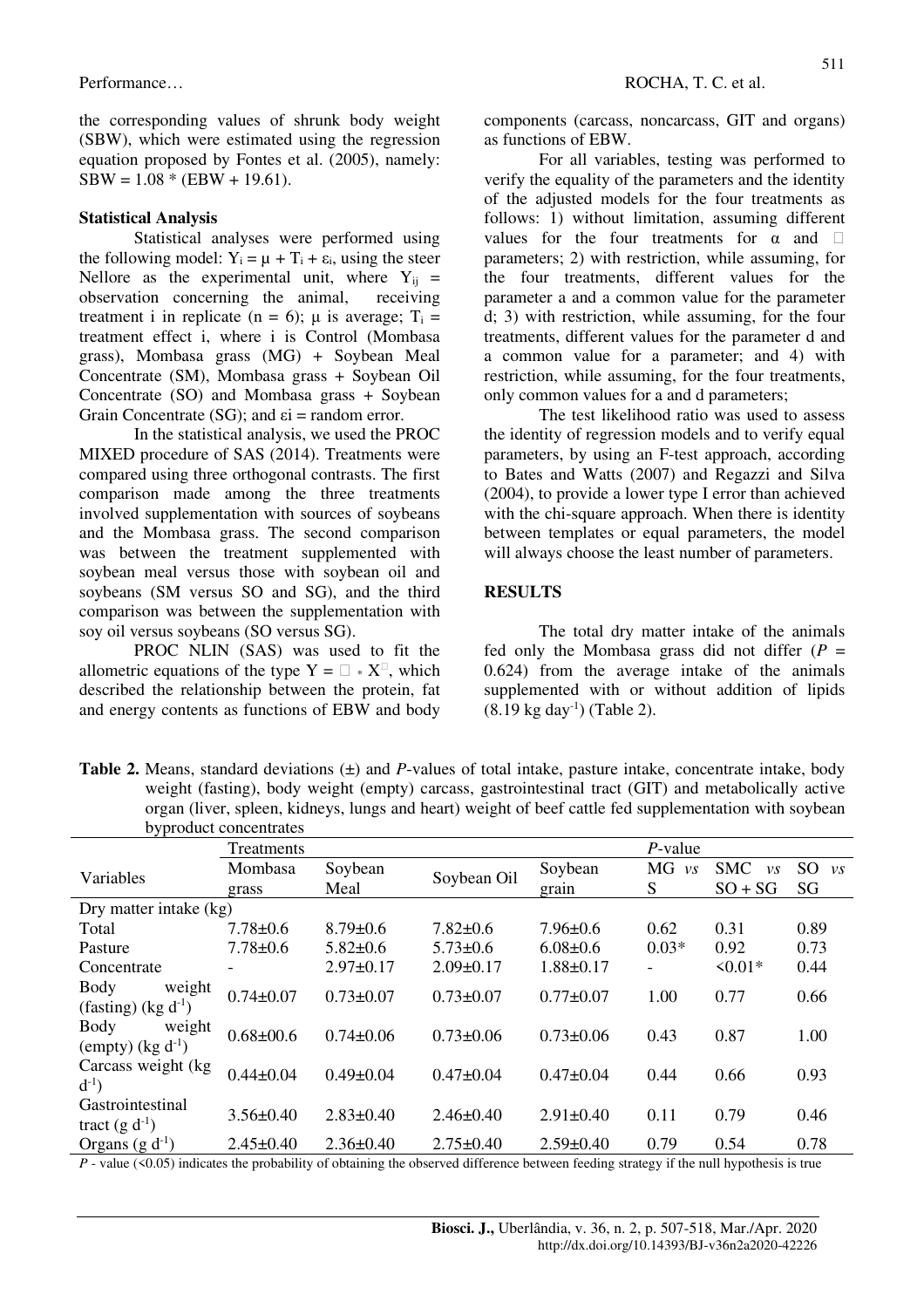the corresponding values of shrunk body weight (SBW), which were estimated using the regression equation proposed by Fontes et al. (2005), namely: SBW = 1.08 * (EBW + 19.61).

### Statistical Analysis

Statistical analyses were performed using the following model: $Y_i = \mu + T_i + \varepsilon_i$, using the steer Nellore as the experimental unit, where $Y_{ij}$ = observation concerning the animal, receiving treatment i in replicate (n = 6); μ is average; $T_i$ = treatment effect i, where i is Control (Mombasa grass), Mombasa grass (MG) + Soybean Meal Concentrate (SM), Mombasa grass + Soybean Oil Concentrate (SO) and Mombasa grass + Soybean Grain Concentrate (SG); and $\varepsilon i$ = random error.

In the statistical analysis, we used the PROC MIXED procedure of SAS (2014). Treatments were compared using three orthogonal contrasts. The first comparison made among the three treatments involved supplementation with sources of soybeans and the Mombasa grass. The second comparison was between the treatment supplemented with soybean meal versus those with soybean oil and soybeans (SM versus SO and SG), and the third comparison was between the supplementation with soy oil versus soybeans (SO versus SG).

PROC NLIN (SAS) was used to fit the allometric equations of the type $Y = \alpha * X^{\beta}$, which described the relationship between the protein, fat and energy contents as functions of EBW and body components (carcass, noncarcass, GIT and organs) as functions of EBW.

For all variables, testing was performed to verify the equality of the parameters and the identity of the adjusted models for the four treatments as follows: 1) without limitation, assuming different values for the four treatments for α and β parameters; 2) with restriction, while assuming, for the four treatments, different values for the parameter a and a common value for the parameter d; 3) with restriction, while assuming, for the four treatments, different values for the parameter d and a common value for a parameter; and 4) with restriction, while assuming, for the four treatments, only common values for a and d parameters;

The test likelihood ratio was used to assess the identity of regression models and to verify equal parameters, by using an F-test approach, according to Bates and Watts (2007) and Regazzi and Silva (2004), to provide a lower type I error than achieved with the chi-square approach. When there is identity between templates or equal parameters, the model will always choose the least number of parameters.

## RESULTS

The total dry matter intake of the animals fed only the Mombasa grass did not differ ($P$ = 0.624) from the average intake of the animals supplemented with or without addition of lipids (8.19 kg $day^{-1}$) (Table 2).

**Table 2.** Means, standard deviations (±) and *P*-values of total intake, pasture intake, concentrate intake, body weight (fasting), body weight (empty) carcass, gastrointestinal tract (GIT) and metabolically active organ (liver, spleen, kidneys, lungs and heart) weight of beef cattle fed supplementation with soybean byproduct concentrates

| Variables | Treatments | | | | *P*-value | | |
|---|---|---|---|---|---|---|---|
| | Mombasa grass | Soybean Meal | Soybean Oil | Soybean grain | MG *vs* S | SMC *vs* SO + SG | SO *vs* SG |
| Dry matter intake (kg) | | | | | | | |
| Total | 7.78±0.6 | 8.79±0.6 | 7.82±0.6 | 7.96±0.6 | 0.62 | 0.31 | 0.89 |
| Pasture | 7.78±0.6 | 5.82±0.6 | 5.73±0.6 | 6.08±0.6 | 0.03* | 0.92 | 0.73 |
| Concentrate | - | 2.97±0.17 | 2.09±0.17 | 1.88±0.17 | - | <0.01* | 0.44 |
| Body weight (fasting) (kg $d^{-1}$) | 0.74±0.07 | 0.73±0.07 | 0.73±0.07 | 0.77±0.07 | 1.00 | 0.77 | 0.66 |
| Body weight (empty) (kg $d^{-1}$) | 0.68±00.6 | 0.74±0.06 | 0.73±0.06 | 0.73±0.06 | 0.43 | 0.87 | 1.00 |
| Carcass weight (kg $d^{-1}$) | 0.44±0.04 | 0.49±0.04 | 0.47±0.04 | 0.47±0.04 | 0.44 | 0.66 | 0.93 |
| Gastrointestinal tract (g $d^{-1}$) | 3.56±0.40 | 2.83±0.40 | 2.46±0.40 | 2.91±0.40 | 0.11 | 0.79 | 0.46 |
| Organs (g $d^{-1}$) | 2.45±0.40 | 2.36±0.40 | 2.75±0.40 | 2.59±0.40 | 0.79 | 0.54 | 0.78 |

*P* - value (<0.05) indicates the probability of obtaining the observed difference between feeding strategy if the null hypothesis is true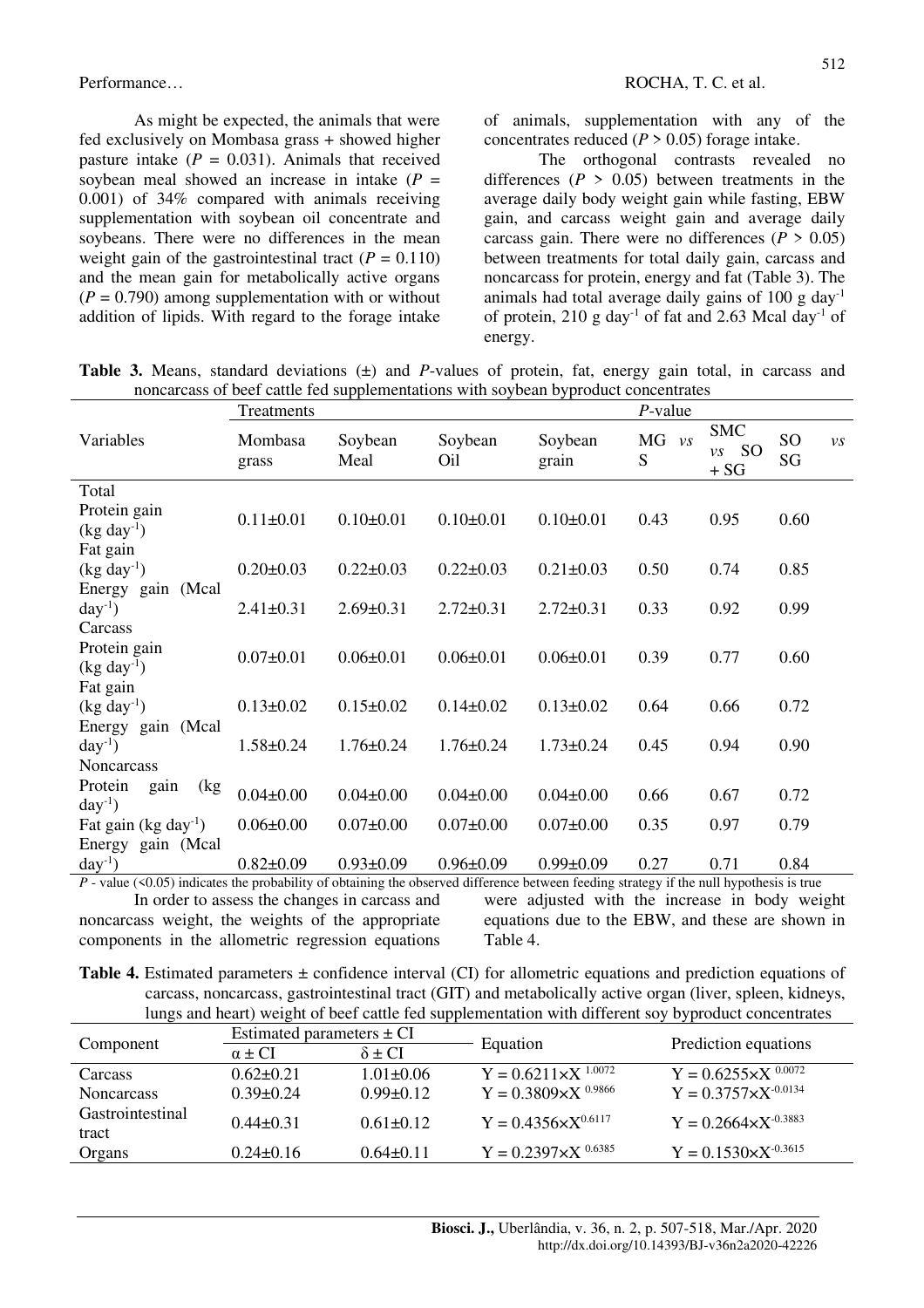As might be expected, the animals that were fed exclusively on Mombasa grass + showed higher pasture intake ($P = 0.031$). Animals that received soybean meal showed an increase in intake ($P = 0.001$) of 34% compared with animals receiving supplementation with soybean oil concentrate and soybeans. There were no differences in the mean weight gain of the gastrointestinal tract ($P = 0.110$) and the mean gain for metabolically active organs ($P = 0.790$) among supplementation with or without addition of lipids. With regard to the forage intake of animals, supplementation with any of the concentrates reduced ($P > 0.05$) forage intake.

The orthogonal contrasts revealed no differences ($P > 0.05$) between treatments in the average daily body weight gain while fasting, EBW gain, and carcass weight gain and average daily carcass gain. There were no differences ($P > 0.05$) between treatments for total daily gain, carcass and noncarcass for protein, energy and fat (Table 3). The animals had total average daily gains of 100 g day$^{-1}$ of protein, 210 g day$^{-1}$ of fat and 2.63 Mcal day$^{-1}$ of energy.

**Table 3.** Means, standard deviations (±) and *P*-values of protein, fat, energy gain total, in carcass and noncarcass of beef cattle fed supplementations with soybean byproduct concentrates

| Variables | Treatments | | | | *P*-value | | |
|---|---|---|---|---|---|---|---|
| | Mombasa grass | Soybean Meal | Soybean Oil | Soybean grain | MG *vs* S | SMC *vs* SO + SG | SO *vs* SG |
| Total | | | | | | | |
| Protein gain (kg day$^{-1}$) | 0.11±0.01 | 0.10±0.01 | 0.10±0.01 | 0.10±0.01 | 0.43 | 0.95 | 0.60 |
| Fat gain (kg day$^{-1}$) | 0.20±0.03 | 0.22±0.03 | 0.22±0.03 | 0.21±0.03 | 0.50 | 0.74 | 0.85 |
| Energy gain (Mcal day$^{-1}$) | 2.41±0.31 | 2.69±0.31 | 2.72±0.31 | 2.72±0.31 | 0.33 | 0.92 | 0.99 |
| Carcass | | | | | | | |
| Protein gain (kg day$^{-1}$) | 0.07±0.01 | 0.06±0.01 | 0.06±0.01 | 0.06±0.01 | 0.39 | 0.77 | 0.60 |
| Fat gain (kg day$^{-1}$) | 0.13±0.02 | 0.15±0.02 | 0.14±0.02 | 0.13±0.02 | 0.64 | 0.66 | 0.72 |
| Energy gain (Mcal day$^{-1}$) | 1.58±0.24 | 1.76±0.24 | 1.76±0.24 | 1.73±0.24 | 0.45 | 0.94 | 0.90 |
| Noncarcass | | | | | | | |
| Protein gain (kg day$^{-1}$) | 0.04±0.00 | 0.04±0.00 | 0.04±0.00 | 0.04±0.00 | 0.66 | 0.67 | 0.72 |
| Fat gain (kg day$^{-1}$) | 0.06±0.00 | 0.07±0.00 | 0.07±0.00 | 0.07±0.00 | 0.35 | 0.97 | 0.79 |
| Energy gain (Mcal day$^{-1}$) | 0.82±0.09 | 0.93±0.09 | 0.96±0.09 | 0.99±0.09 | 0.27 | 0.71 | 0.84 |

*P* - value (<0.05) indicates the probability of obtaining the observed difference between feeding strategy if the null hypothesis is true

In order to assess the changes in carcass and noncarcass weight, the weights of the appropriate components in the allometric regression equations were adjusted with the increase in body weight equations due to the EBW, and these are shown in Table 4.

**Table 4.** Estimated parameters ± confidence interval (CI) for allometric equations and prediction equations of carcass, noncarcass, gastrointestinal tract (GIT) and metabolically active organ (liver, spleen, kidneys, lungs and heart) weight of beef cattle fed supplementation with different soy byproduct concentrates

| Component | Estimated parameters ± CI | | Equation | Prediction equations |
|---|---|---|---|---|
| | $\alpha$ ± CI | $\delta$ ± CI | | |
| Carcass | 0.62±0.21 | 1.01±0.06 | $Y = 0.6211 \times X^{1.0072}$ | $Y = 0.6255 \times X^{0.0072}$ |
| Noncarcass | 0.39±0.24 | 0.99±0.12 | $Y = 0.3809 \times X^{0.9866}$ | $Y = 0.3757 \times X^{-0.0134}$ |
| Gastrointestinal tract | 0.44±0.31 | 0.61±0.12 | $Y = 0.4356 \times X^{0.6117}$ | $Y = 0.2664 \times X^{-0.3883}$ |
| Organs | 0.24±0.16 | 0.64±0.11 | $Y = 0.2397 \times X^{0.6385}$ | $Y = 0.1530 \times X^{-0.3615}$ |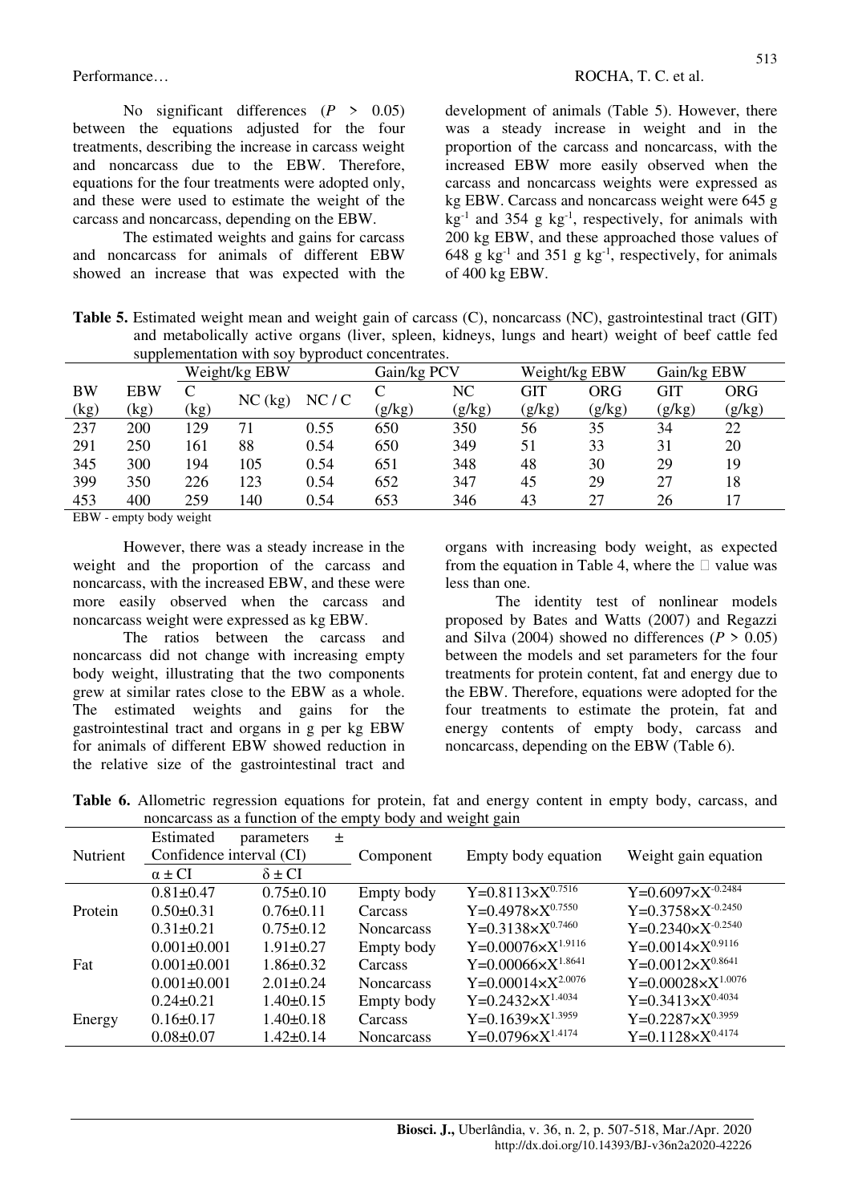No significant differences ($P > 0.05$) between the equations adjusted for the four treatments, describing the increase in carcass weight and noncarcass due to the EBW. Therefore, equations for the four treatments were adopted only, and these were used to estimate the weight of the carcass and noncarcass, depending on the EBW.

The estimated weights and gains for carcass and noncarcass for animals of different EBW showed an increase that was expected with the development of animals (Table 5). However, there was a steady increase in weight and in the proportion of the carcass and noncarcass, with the increased EBW more easily observed when the carcass and noncarcass weights were expressed as kg EBW. Carcass and noncarcass weight were 645 g $kg^{-1}$ and 354 g $kg^{-1}$, respectively, for animals with 200 kg EBW, and these approached those values of 648 g $kg^{-1}$ and 351 g $kg^{-1}$, respectively, for animals of 400 kg EBW.

**Table 5.** Estimated weight mean and weight gain of carcass (C), noncarcass (NC), gastrointestinal tract (GIT) and metabolically active organs (liver, spleen, kidneys, lungs and heart) weight of beef cattle fed supplementation with soy byproduct concentrates.

| BW (kg) | EBW (kg) | Weight/kg EBW | | | Gain/kg PCV | | Weight/kg EBW | | Gain/kg EBW | |
|---|---|---|---|---|---|---|---|---|---|---|
| | | C (kg) | NC (kg) | NC / C | C (g/kg) | NC (g/kg) | GIT (g/kg) | ORG (g/kg) | GIT (g/kg) | ORG (g/kg) |
| 237 | 200 | 129 | 71 | 0.55 | 650 | 350 | 56 | 35 | 34 | 22 |
| 291 | 250 | 161 | 88 | 0.54 | 650 | 349 | 51 | 33 | 31 | 20 |
| 345 | 300 | 194 | 105 | 0.54 | 651 | 348 | 48 | 30 | 29 | 19 |
| 399 | 350 | 226 | 123 | 0.54 | 652 | 347 | 45 | 29 | 27 | 18 |
| 453 | 400 | 259 | 140 | 0.54 | 653 | 346 | 43 | 27 | 26 | 17 |

EBW - empty body weight

However, there was a steady increase in the weight and the proportion of the carcass and noncarcass, with the increased EBW, and these were more easily observed when the carcass and noncarcass weight were expressed as kg EBW.

The ratios between the carcass and noncarcass did not change with increasing empty body weight, illustrating that the two components grew at similar rates close to the EBW as a whole. The estimated weights and gains for the gastrointestinal tract and organs in g per kg EBW for animals of different EBW showed reduction in the relative size of the gastrointestinal tract and organs with increasing body weight, as expected from the equation in Table 4, where the  value was less than one.

The identity test of nonlinear models proposed by Bates and Watts (2007) and Regazzi and Silva (2004) showed no differences ($P > 0.05$) between the models and set parameters for the four treatments for protein content, fat and energy due to the EBW. Therefore, equations were adopted for the four treatments to estimate the protein, fat and energy contents of empty body, carcass and noncarcass, depending on the EBW (Table 6).

**Table 6.** Allometric regression equations for protein, fat and energy content in empty body, carcass, and noncarcass as a function of the empty body and weight gain

| Nutrient | Estimated parameters ± Confidence interval (CI) | | Component | Empty body equation | Weight gain equation |
|---|---|---|---|---|---|
| | $\alpha \pm$ CI | $\delta \pm$ CI | | | |
| Protein | 0.81±0.47 | 0.75±0.10 | Empty body | $Y=0.8113 \times X^{0.7516}$ | $Y=0.6097 \times X^{-0.2484}$ |
| | 0.50±0.31 | 0.76±0.11 | Carcass | $Y=0.4978 \times X^{0.7550}$ | $Y=0.3758 \times X^{-0.2450}$ |
| | 0.31±0.21 | 0.75±0.12 | Noncarcass | $Y=0.3138 \times X^{0.7460}$ | $Y=0.2340 \times X^{-0.2540}$ |
| Fat | 0.001±0.001 | 1.91±0.27 | Empty body | $Y=0.00076 \times X^{1.9116}$ | $Y=0.0014 \times X^{0.9116}$ |
| | 0.001±0.001 | 1.86±0.32 | Carcass | $Y=0.00066 \times X^{1.8641}$ | $Y=0.0012 \times X^{0.8641}$ |
| | 0.001±0.001 | 2.01±0.24 | Noncarcass | $Y=0.00014 \times X^{2.0076}$ | $Y=0.00028 \times X^{1.0076}$ |
| Energy | 0.24±0.21 | 1.40±0.15 | Empty body | $Y=0.2432 \times X^{1.4034}$ | $Y=0.3413 \times X^{0.4034}$ |
| | 0.16±0.17 | 1.40±0.18 | Carcass | $Y=0.1639 \times X^{1.3959}$ | $Y=0.2287 \times X^{0.3959}$ |
| | 0.08±0.07 | 1.42±0.14 | Noncarcass | $Y=0.0796 \times X^{1.4174}$ | $Y=0.1128 \times X^{0.4174}$ |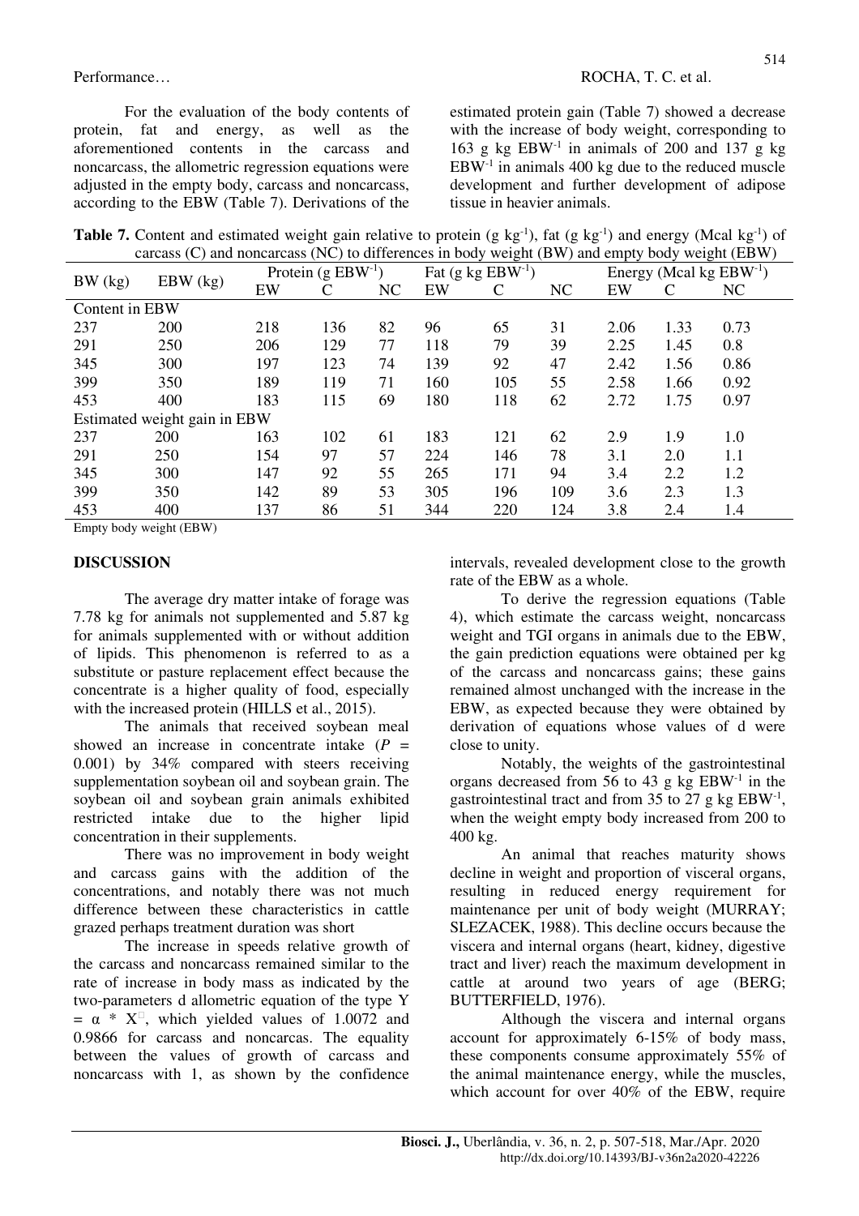For the evaluation of the body contents of protein, fat and energy, as well as the aforementioned contents in the carcass and noncarcass, the allometric regression equations were adjusted in the empty body, carcass and noncarcass, according to the EBW (Table 7). Derivations of the estimated protein gain (Table 7) showed a decrease with the increase of body weight, corresponding to 163 g kg $EBW^{-1}$ in animals of 200 and 137 g kg $EBW^{-1}$ in animals 400 kg due to the reduced muscle development and further development of adipose tissue in heavier animals.

**Table 7.** Content and estimated weight gain relative to protein (g $kg^{-1}$), fat (g $kg^{-1}$) and energy (Mcal $kg^{-1}$) of carcass (C) and noncarcass (NC) to differences in body weight (BW) and empty body weight (EBW)

| BW (kg) | EBW (kg) | Protein (g $EBW^{-1}$) | | | Fat (g kg $EBW^{-1}$) | | | Energy (Mcal kg $EBW^{-1}$) | | |
|---|---|---|---|---|---|---|---|---|---|---|
| | | EW | C | NC | EW | C | NC | EW | C | NC |
| Content in EBW | | | | | | | | | | |
| 237 | 200 | 218 | 136 | 82 | 96 | 65 | 31 | 2.06 | 1.33 | 0.73 |
| 291 | 250 | 206 | 129 | 77 | 118 | 79 | 39 | 2.25 | 1.45 | 0.8 |
| 345 | 300 | 197 | 123 | 74 | 139 | 92 | 47 | 2.42 | 1.56 | 0.86 |
| 399 | 350 | 189 | 119 | 71 | 160 | 105 | 55 | 2.58 | 1.66 | 0.92 |
| 453 | 400 | 183 | 115 | 69 | 180 | 118 | 62 | 2.72 | 1.75 | 0.97 |
| Estimated weight gain in EBW | | | | | | | | | | |
| 237 | 200 | 163 | 102 | 61 | 183 | 121 | 62 | 2.9 | 1.9 | 1.0 |
| 291 | 250 | 154 | 97 | 57 | 224 | 146 | 78 | 3.1 | 2.0 | 1.1 |
| 345 | 300 | 147 | 92 | 55 | 265 | 171 | 94 | 3.4 | 2.2 | 1.2 |
| 399 | 350 | 142 | 89 | 53 | 305 | 196 | 109 | 3.6 | 2.3 | 1.3 |
| 453 | 400 | 137 | 86 | 51 | 344 | 220 | 124 | 3.8 | 2.4 | 1.4 |

Empty body weight (EBW)

## DISCUSSION

The average dry matter intake of forage was 7.78 kg for animals not supplemented and 5.87 kg for animals supplemented with or without addition of lipids. This phenomenon is referred to as a substitute or pasture replacement effect because the concentrate is a higher quality of food, especially with the increased protein (HILLS et al., 2015).

The animals that received soybean meal showed an increase in concentrate intake ($P$ = 0.001) by 34% compared with steers receiving supplementation soybean oil and soybean grain. The soybean oil and soybean grain animals exhibited restricted intake due to the higher lipid concentration in their supplements.

There was no improvement in body weight and carcass gains with the addition of the concentrations, and notably there was not much difference between these characteristics in cattle grazed perhaps treatment duration was short

The increase in speeds relative growth of the carcass and noncarcass remained similar to the rate of increase in body mass as indicated by the two-parameters d allometric equation of the type $Y = \alpha * X^{\beta}$, which yielded values of 1.0072 and 0.9866 for carcass and noncarcas. The equality between the values of growth of carcass and noncarcass with 1, as shown by the confidence intervals, revealed development close to the growth rate of the EBW as a whole.

To derive the regression equations (Table 4), which estimate the carcass weight, noncarcass weight and TGI organs in animals due to the EBW, the gain prediction equations were obtained per kg of the carcass and noncarcass gains; these gains remained almost unchanged with the increase in the EBW, as expected because they were obtained by derivation of equations whose values of d were close to unity.

Notably, the weights of the gastrointestinal organs decreased from 56 to 43 g kg $EBW^{-1}$ in the gastrointestinal tract and from 35 to 27 g kg $EBW^{-1}$, when the weight empty body increased from 200 to 400 kg.

An animal that reaches maturity shows decline in weight and proportion of visceral organs, resulting in reduced energy requirement for maintenance per unit of body weight (MURRAY; SLEZACEK, 1988). This decline occurs because the viscera and internal organs (heart, kidney, digestive tract and liver) reach the maximum development in cattle at around two years of age (BERG; BUTTERFIELD, 1976).

Although the viscera and internal organs account for approximately 6-15% of body mass, these components consume approximately 55% of the animal maintenance energy, while the muscles, which account for over 40% of the EBW, require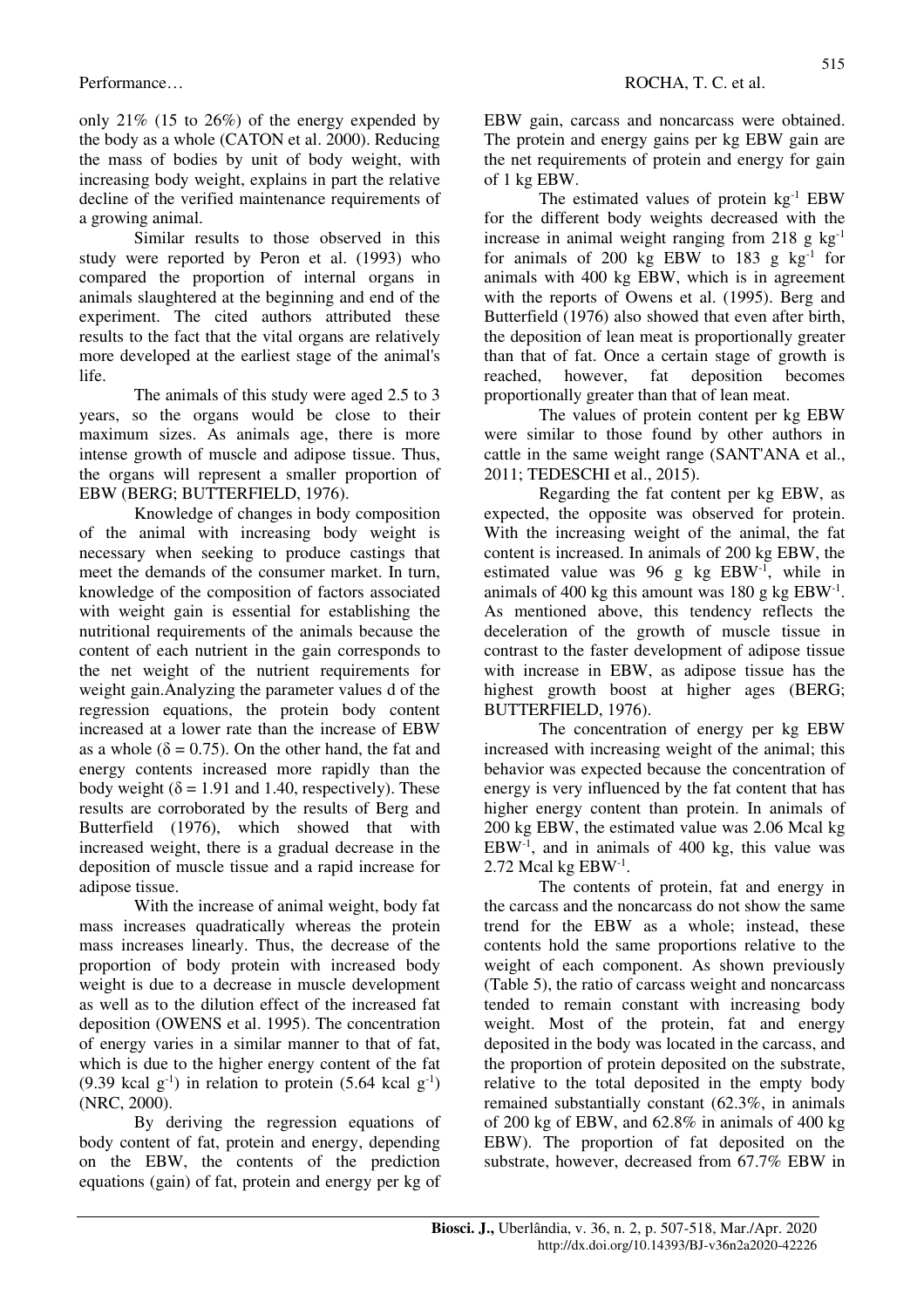only 21% (15 to 26%) of the energy expended by the body as a whole (CATON et al. 2000). Reducing the mass of bodies by unit of body weight, with increasing body weight, explains in part the relative decline of the verified maintenance requirements of a growing animal.

Similar results to those observed in this study were reported by Peron et al. (1993) who compared the proportion of internal organs in animals slaughtered at the beginning and end of the experiment. The cited authors attributed these results to the fact that the vital organs are relatively more developed at the earliest stage of the animal's life.

The animals of this study were aged 2.5 to 3 years, so the organs would be close to their maximum sizes. As animals age, there is more intense growth of muscle and adipose tissue. Thus, the organs will represent a smaller proportion of EBW (BERG; BUTTERFIELD, 1976).

Knowledge of changes in body composition of the animal with increasing body weight is necessary when seeking to produce castings that meet the demands of the consumer market. In turn, knowledge of the composition of factors associated with weight gain is essential for establishing the nutritional requirements of the animals because the content of each nutrient in the gain corresponds to the net weight of the nutrient requirements for weight gain.Analyzing the parameter values d of the regression equations, the protein body content increased at a lower rate than the increase of EBW as a whole ($\delta = 0.75$). On the other hand, the fat and energy contents increased more rapidly than the body weight ($\delta = 1.91$ and 1.40, respectively). These results are corroborated by the results of Berg and Butterfield (1976), which showed that with increased weight, there is a gradual decrease in the deposition of muscle tissue and a rapid increase for adipose tissue.

With the increase of animal weight, body fat mass increases quadratically whereas the protein mass increases linearly. Thus, the decrease of the proportion of body protein with increased body weight is due to a decrease in muscle development as well as to the dilution effect of the increased fat deposition (OWENS et al. 1995). The concentration of energy varies in a similar manner to that of fat, which is due to the higher energy content of the fat (9.39 kcal $g^{-1}$) in relation to protein (5.64 kcal $g^{-1}$) (NRC, 2000).

By deriving the regression equations of body content of fat, protein and energy, depending on the EBW, the contents of the prediction equations (gain) of fat, protein and energy per kg of EBW gain, carcass and noncarcass were obtained. The protein and energy gains per kg EBW gain are the net requirements of protein and energy for gain of 1 kg EBW.

The estimated values of protein $kg^{-1}$ EBW for the different body weights decreased with the increase in animal weight ranging from 218 g $kg^{-1}$ for animals of 200 kg EBW to 183 g $kg^{-1}$ for animals with 400 kg EBW, which is in agreement with the reports of Owens et al. (1995). Berg and Butterfield (1976) also showed that even after birth, the deposition of lean meat is proportionally greater than that of fat. Once a certain stage of growth is reached, however, fat deposition becomes proportionally greater than that of lean meat.

The values of protein content per kg EBW were similar to those found by other authors in cattle in the same weight range (SANT'ANA et al., 2011; TEDESCHI et al., 2015).

Regarding the fat content per kg EBW, as expected, the opposite was observed for protein. With the increasing weight of the animal, the fat content is increased. In animals of 200 kg EBW, the estimated value was 96 g kg $EBW^{-1}$, while in animals of 400 kg this amount was 180 g kg $EBW^{-1}$. As mentioned above, this tendency reflects the deceleration of the growth of muscle tissue in contrast to the faster development of adipose tissue with increase in EBW, as adipose tissue has the highest growth boost at higher ages (BERG; BUTTERFIELD, 1976).

The concentration of energy per kg EBW increased with increasing weight of the animal; this behavior was expected because the concentration of energy is very influenced by the fat content that has higher energy content than protein. In animals of 200 kg EBW, the estimated value was 2.06 Mcal kg $EBW^{-1}$, and in animals of 400 kg, this value was 2.72 Mcal kg $EBW^{-1}$.

The contents of protein, fat and energy in the carcass and the noncarcass do not show the same trend for the EBW as a whole; instead, these contents hold the same proportions relative to the weight of each component. As shown previously (Table 5), the ratio of carcass weight and noncarcass tended to remain constant with increasing body weight. Most of the protein, fat and energy deposited in the body was located in the carcass, and the proportion of protein deposited on the substrate, relative to the total deposited in the empty body remained substantially constant (62.3%, in animals of 200 kg of EBW, and 62.8% in animals of 400 kg EBW). The proportion of fat deposited on the substrate, however, decreased from 67.7% EBW in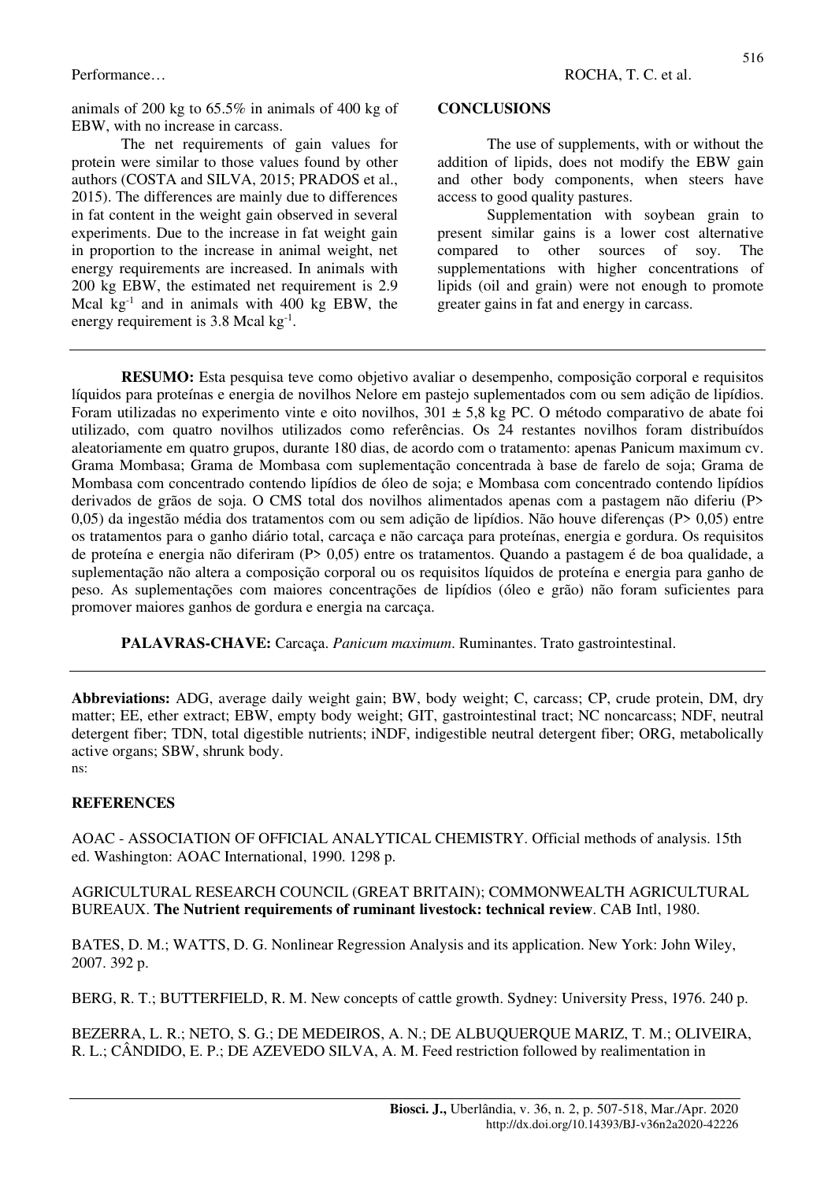animals of 200 kg to 65.5% in animals of 400 kg of EBW, with no increase in carcass.

The net requirements of gain values for protein were similar to those values found by other authors (COSTA and SILVA, 2015; PRADOS et al., 2015). The differences are mainly due to differences in fat content in the weight gain observed in several experiments. Due to the increase in fat weight gain in proportion to the increase in animal weight, net energy requirements are increased. In animals with 200 kg EBW, the estimated net requirement is 2.9 Mcal $kg^{-1}$ and in animals with 400 kg EBW, the energy requirement is 3.8 Mcal $kg^{-1}$.

## CONCLUSIONS

The use of supplements, with or without the addition of lipids, does not modify the EBW gain and other body components, when steers have access to good quality pastures.

Supplementation with soybean grain to present similar gains is a lower cost alternative compared to other sources of soy. The supplementations with higher concentrations of lipids (oil and grain) were not enough to promote greater gains in fat and energy in carcass.

---

**RESUMO:** Esta pesquisa teve como objetivo avaliar o desempenho, composição corporal e requisitos líquidos para proteínas e energia de novilhos Nelore em pastejo suplementados com ou sem adição de lipídios. Foram utilizadas no experimento vinte e oito novilhos, 301 ± 5,8 kg PC. O método comparativo de abate foi utilizado, com quatro novilhos utilizados como referências. Os 24 restantes novilhos foram distribuídos aleatoriamente em quatro grupos, durante 180 dias, de acordo com o tratamento: apenas Panicum maximum cv. Grama Mombasa; Grama de Mombasa com suplementação concentrada à base de farelo de soja; Grama de Mombasa com concentrado contendo lipídios de óleo de soja; e Mombasa com concentrado contendo lipídios derivados de grãos de soja. O CMS total dos novilhos alimentados apenas com a pastagem não diferiu (P> 0,05) da ingestão média dos tratamentos com ou sem adição de lipídios. Não houve diferenças (P> 0,05) entre os tratamentos para o ganho diário total, carcaça e não carcaça para proteínas, energia e gordura. Os requisitos de proteína e energia não diferiram (P> 0,05) entre os tratamentos. Quando a pastagem é de boa qualidade, a suplementação não altera a composição corporal ou os requisitos líquidos de proteína e energia para ganho de peso. As suplementações com maiores concentrações de lipídios (óleo e grão) não foram suficientes para promover maiores ganhos de gordura e energia na carcaça.

**PALAVRAS-CHAVE:** Carcaça. *Panicum maximum*. Ruminantes. Trato gastrointestinal.

---

**Abbreviations:** ADG, average daily weight gain; BW, body weight; C, carcass; CP, crude protein, DM, dry matter; EE, ether extract; EBW, empty body weight; GIT, gastrointestinal tract; NC noncarcass; NDF, neutral detergent fiber; TDN, total digestible nutrients; iNDF, indigestible neutral detergent fiber; ORG, metabolically active organs; SBW, shrunk body.
ns:

## REFERENCES

AOAC - ASSOCIATION OF OFFICIAL ANALYTICAL CHEMISTRY. Official methods of analysis. 15th ed. Washington: AOAC International, 1990. 1298 p.

AGRICULTURAL RESEARCH COUNCIL (GREAT BRITAIN); COMMONWEALTH AGRICULTURAL BUREAUX. **The Nutrient requirements of ruminant livestock: technical review**. CAB Intl, 1980.

BATES, D. M.; WATTS, D. G. Nonlinear Regression Analysis and its application. New York: John Wiley, 2007. 392 p.

BERG, R. T.; BUTTERFIELD, R. M. New concepts of cattle growth. Sydney: University Press, 1976. 240 p.

BEZERRA, L. R.; NETO, S. G.; DE MEDEIROS, A. N.; DE ALBUQUERQUE MARIZ, T. M.; OLIVEIRA, R. L.; CÂNDIDO, E. P.; DE AZEVEDO SILVA, A. M. Feed restriction followed by realimentation in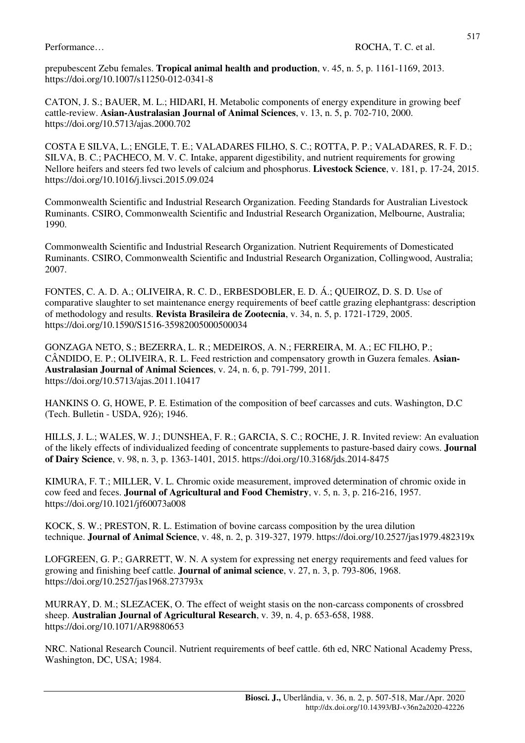prepubescent Zebu females. **Tropical animal health and production**, v. 45, n. 5, p. 1161-1169, 2013. https://doi.org/10.1007/s11250-012-0341-8

CATON, J. S.; BAUER, M. L.; HIDARI, H. Metabolic components of energy expenditure in growing beef cattle-review. **Asian-Australasian Journal of Animal Sciences**, v. 13, n. 5, p. 702-710, 2000. https://doi.org/10.5713/ajas.2000.702

COSTA E SILVA, L.; ENGLE, T. E.; VALADARES FILHO, S. C.; ROTTA, P. P.; VALADARES, R. F. D.; SILVA, B. C.; PACHECO, M. V. C. Intake, apparent digestibility, and nutrient requirements for growing Nellore heifers and steers fed two levels of calcium and phosphorus. **Livestock Science**, v. 181, p. 17-24, 2015. https://doi.org/10.1016/j.livsci.2015.09.024

Commonwealth Scientific and Industrial Research Organization. Feeding Standards for Australian Livestock Ruminants. CSIRO, Commonwealth Scientific and Industrial Research Organization, Melbourne, Australia; 1990.

Commonwealth Scientific and Industrial Research Organization. Nutrient Requirements of Domesticated Ruminants. CSIRO, Commonwealth Scientific and Industrial Research Organization, Collingwood, Australia; 2007.

FONTES, C. A. D. A.; OLIVEIRA, R. C. D., ERBESDOBLER, E. D. Á.; QUEIROZ, D. S. D. Use of comparative slaughter to set maintenance energy requirements of beef cattle grazing elephantgrass: description of methodology and results. **Revista Brasileira de Zootecnia**, v. 34, n. 5, p. 1721-1729, 2005. https://doi.org/10.1590/S1516-35982005000500034

GONZAGA NETO, S.; BEZERRA, L. R.; MEDEIROS, A. N.; FERREIRA, M. A.; EC FILHO, P.; CÂNDIDO, E. P.; OLIVEIRA, R. L. Feed restriction and compensatory growth in Guzera females. **Asian-Australasian Journal of Animal Sciences**, v. 24, n. 6, p. 791-799, 2011. https://doi.org/10.5713/ajas.2011.10417

HANKINS O. G, HOWE, P. E. Estimation of the composition of beef carcasses and cuts. Washington, D.C (Tech. Bulletin - USDA, 926); 1946.

HILLS, J. L.; WALES, W. J.; DUNSHEA, F. R.; GARCIA, S. C.; ROCHE, J. R. Invited review: An evaluation of the likely effects of individualized feeding of concentrate supplements to pasture-based dairy cows. **Journal of Dairy Science**, v. 98, n. 3, p. 1363-1401, 2015. https://doi.org/10.3168/jds.2014-8475

KIMURA, F. T.; MILLER, V. L. Chromic oxide measurement, improved determination of chromic oxide in cow feed and feces. **Journal of Agricultural and Food Chemistry**, v. 5, n. 3, p. 216-216, 1957. https://doi.org/10.1021/jf60073a008

KOCK, S. W.; PRESTON, R. L. Estimation of bovine carcass composition by the urea dilution technique. **Journal of Animal Science**, v. 48, n. 2, p. 319-327, 1979. https://doi.org/10.2527/jas1979.482319x

LOFGREEN, G. P.; GARRETT, W. N. A system for expressing net energy requirements and feed values for growing and finishing beef cattle. **Journal of animal science**, v. 27, n. 3, p. 793-806, 1968. https://doi.org/10.2527/jas1968.273793x

MURRAY, D. M.; SLEZACEK, O. The effect of weight stasis on the non-carcass components of crossbred sheep. **Australian Journal of Agricultural Research**, v. 39, n. 4, p. 653-658, 1988. https://doi.org/10.1071/AR9880653

NRC. National Research Council. Nutrient requirements of beef cattle. 6th ed, NRC National Academy Press, Washington, DC, USA; 1984.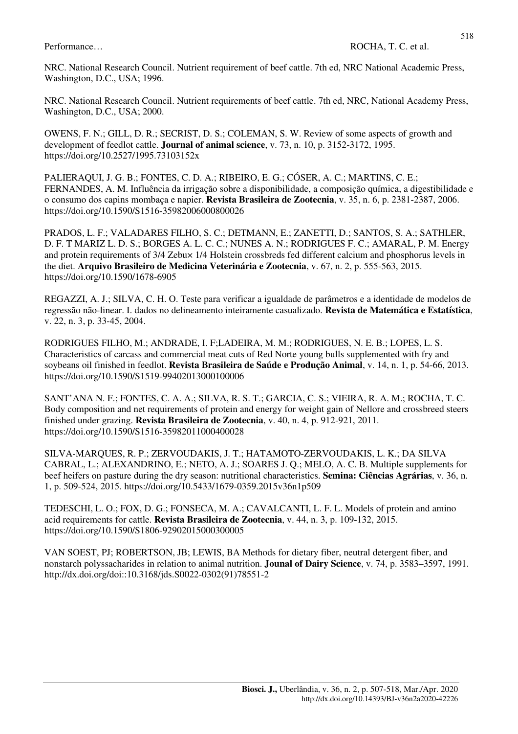NRC. National Research Council. Nutrient requirement of beef cattle. 7th ed, NRC National Academic Press, Washington, D.C., USA; 1996.

NRC. National Research Council. Nutrient requirements of beef cattle. 7th ed, NRC, National Academy Press, Washington, D.C., USA; 2000.

OWENS, F. N.; GILL, D. R.; SECRIST, D. S.; COLEMAN, S. W. Review of some aspects of growth and development of feedlot cattle. **Journal of animal science**, v. 73, n. 10, p. 3152-3172, 1995. https://doi.org/10.2527/1995.73103152x

PALIERAQUI, J. G. B.; FONTES, C. D. A.; RIBEIRO, E. G.; CÓSER, A. C.; MARTINS, C. E.; FERNANDES, A. M. Influência da irrigação sobre a disponibilidade, a composição química, a digestibilidade e o consumo dos capins mombaça e napier. **Revista Brasileira de Zootecnia**, v. 35, n. 6, p. 2381-2387, 2006. https://doi.org/10.1590/S1516-35982006000800026

PRADOS, L. F.; VALADARES FILHO, S. C.; DETMANN, E.; ZANETTI, D.; SANTOS, S. A.; SATHLER, D. F. T MARIZ L. D. S.; BORGES A. L. C. C.; NUNES A. N.; RODRIGUES F. C.; AMARAL, P. M. Energy and protein requirements of 3/4 Zebu× 1/4 Holstein crossbreds fed different calcium and phosphorus levels in the diet. **Arquivo Brasileiro de Medicina Veterinária e Zootecnia**, v. 67, n. 2, p. 555-563, 2015. https://doi.org/10.1590/1678-6905

REGAZZI, A. J.; SILVA, C. H. O. Teste para verificar a igualdade de parâmetros e a identidade de modelos de regressão não-linear. I. dados no delineamento inteiramente casualizado. **Revista de Matemática e Estatística**, v. 22, n. 3, p. 33-45, 2004.

RODRIGUES FILHO, M.; ANDRADE, I. F;LADEIRA, M. M.; RODRIGUES, N. E. B.; LOPES, L. S. Characteristics of carcass and commercial meat cuts of Red Norte young bulls supplemented with fry and soybeans oil finished in feedlot. **Revista Brasileira de Saúde e Produção Animal**, v. 14, n. 1, p. 54-66, 2013. https://doi.org/10.1590/S1519-99402013000100006

SANT'ANA N. F.; FONTES, C. A. A.; SILVA, R. S. T.; GARCIA, C. S.; VIEIRA, R. A. M.; ROCHA, T. C. Body composition and net requirements of protein and energy for weight gain of Nellore and crossbreed steers finished under grazing. **Revista Brasileira de Zootecnia**, v. 40, n. 4, p. 912-921, 2011. https://doi.org/10.1590/S1516-35982011000400028

SILVA-MARQUES, R. P.; ZERVOUDAKIS, J. T.; HATAMOTO-ZERVOUDAKIS, L. K.; DA SILVA CABRAL, L.; ALEXANDRINO, E.; NETO, A. J.; SOARES J. Q.; MELO, A. C. B. Multiple supplements for beef heifers on pasture during the dry season: nutritional characteristics. **Semina: Ciências Agrárias**, v. 36, n. 1, p. 509-524, 2015. https://doi.org/10.5433/1679-0359.2015v36n1p509

TEDESCHI, L. O.; FOX, D. G.; FONSECA, M. A.; CAVALCANTI, L. F. L. Models of protein and amino acid requirements for cattle. **Revista Brasileira de Zootecnia**, v. 44, n. 3, p. 109-132, 2015. https://doi.org/10.1590/S1806-92902015000300005

VAN SOEST, PJ; ROBERTSON, JB; LEWIS, BA Methods for dietary fiber, neutral detergent fiber, and nonstarch polyssacharides in relation to animal nutrition. **Jounal of Dairy Science**, v. 74, p. 3583–3597, 1991. http://dx.doi.org/doi::10.3168/jds.S0022-0302(91)78551-2